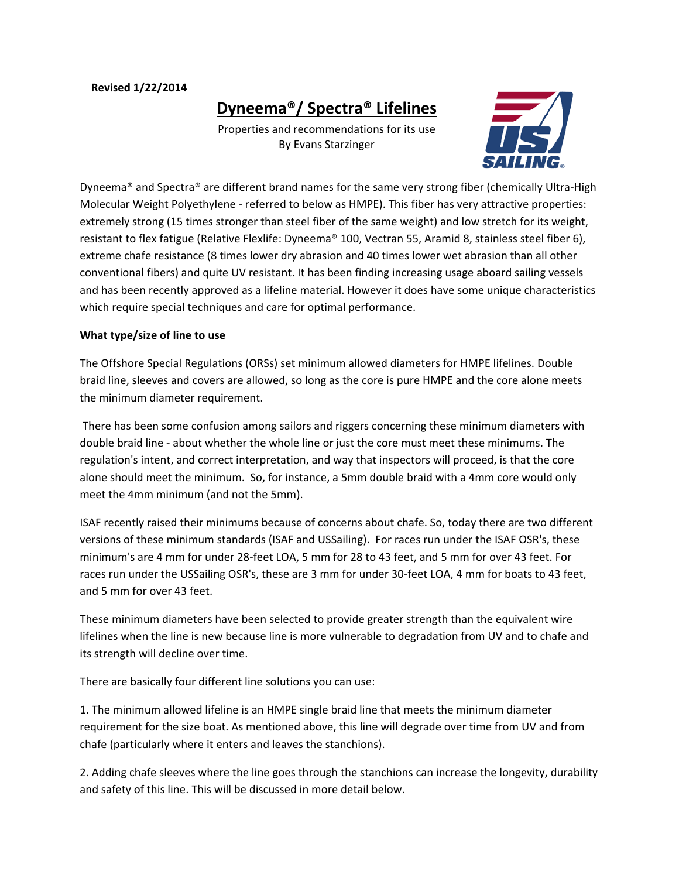**Revised 1/22/2014**

# Dyneema®/ Spectra® Lifelines

Properties and recommendations for its use
By Evans Starzinger

Dyneema® and Spectra® are different brand names for the same very strong fiber (chemically Ultra-High Molecular Weight Polyethylene - referred to below as HMPE). This fiber has very attractive properties: extremely strong (15 times stronger than steel fiber of the same weight) and low stretch for its weight, resistant to flex fatigue (Relative Flexlife: Dyneema® 100, Vectran 55, Aramid 8, stainless steel fiber 6), extreme chafe resistance (8 times lower dry abrasion and 40 times lower wet abrasion than all other conventional fibers) and quite UV resistant. It has been finding increasing usage aboard sailing vessels and has been recently approved as a lifeline material. However it does have some unique characteristics which require special techniques and care for optimal performance.

**What type/size of line to use**

The Offshore Special Regulations (ORSs) set minimum allowed diameters for HMPE lifelines. Double braid line, sleeves and covers are allowed, so long as the core is pure HMPE and the core alone meets the minimum diameter requirement.

There has been some confusion among sailors and riggers concerning these minimum diameters with double braid line - about whether the whole line or just the core must meet these minimums. The regulation's intent, and correct interpretation, and way that inspectors will proceed, is that the core alone should meet the minimum. So, for instance, a 5mm double braid with a 4mm core would only meet the 4mm minimum (and not the 5mm).

ISAF recently raised their minimums because of concerns about chafe. So, today there are two different versions of these minimum standards (ISAF and USSailing). For races run under the ISAF OSR's, these minimum's are 4 mm for under 28-feet LOA, 5 mm for 28 to 43 feet, and 5 mm for over 43 feet. For races run under the USSailing OSR's, these are 3 mm for under 30-feet LOA, 4 mm for boats to 43 feet, and 5 mm for over 43 feet.

These minimum diameters have been selected to provide greater strength than the equivalent wire lifelines when the line is new because line is more vulnerable to degradation from UV and to chafe and its strength will decline over time.

There are basically four different line solutions you can use:

1. The minimum allowed lifeline is an HMPE single braid line that meets the minimum diameter requirement for the size boat. As mentioned above, this line will degrade over time from UV and from chafe (particularly where it enters and leaves the stanchions).

2. Adding chafe sleeves where the line goes through the stanchions can increase the longevity, durability and safety of this line. This will be discussed in more detail below.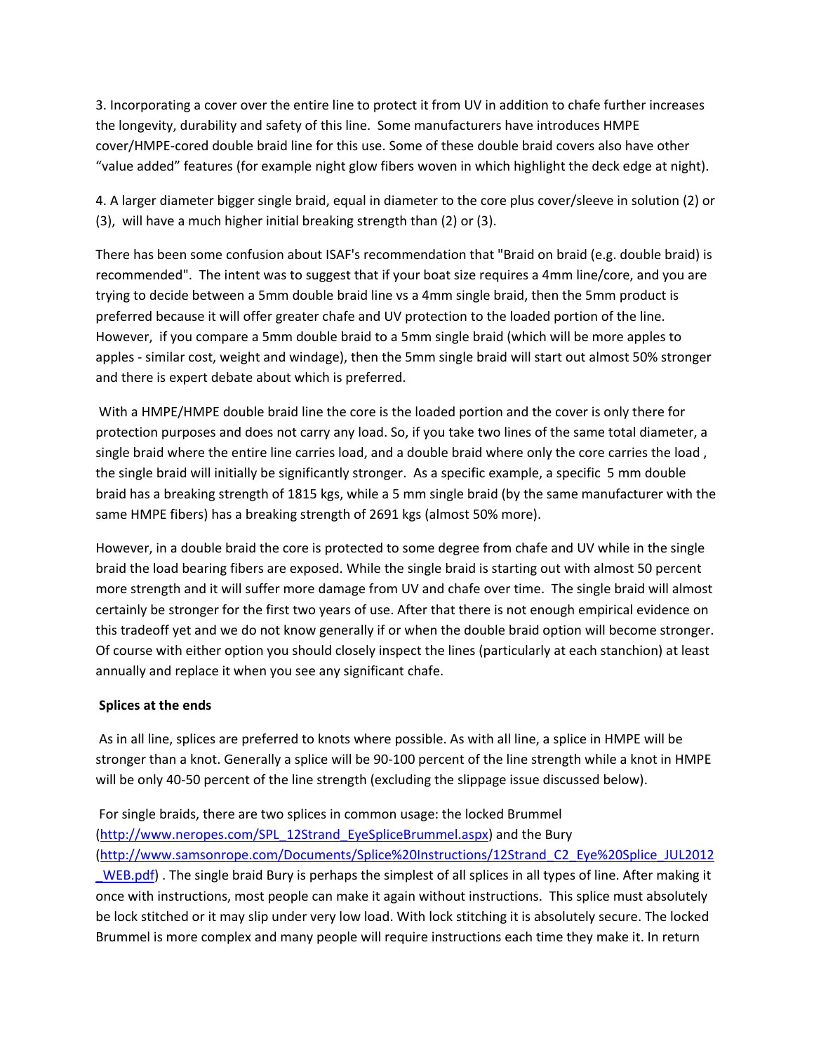3. Incorporating a cover over the entire line to protect it from UV in addition to chafe further increases the longevity, durability and safety of this line. Some manufacturers have introduces HMPE cover/HMPE-cored double braid line for this use. Some of these double braid covers also have other "value added" features (for example night glow fibers woven in which highlight the deck edge at night).

4. A larger diameter bigger single braid, equal in diameter to the core plus cover/sleeve in solution (2) or (3), will have a much higher initial breaking strength than (2) or (3).

There has been some confusion about ISAF's recommendation that "Braid on braid (e.g. double braid) is recommended". The intent was to suggest that if your boat size requires a 4mm line/core, and you are trying to decide between a 5mm double braid line vs a 4mm single braid, then the 5mm product is preferred because it will offer greater chafe and UV protection to the loaded portion of the line. However, if you compare a 5mm double braid to a 5mm single braid (which will be more apples to apples - similar cost, weight and windage), then the 5mm single braid will start out almost 50% stronger and there is expert debate about which is preferred.

With a HMPE/HMPE double braid line the core is the loaded portion and the cover is only there for protection purposes and does not carry any load. So, if you take two lines of the same total diameter, a single braid where the entire line carries load, and a double braid where only the core carries the load , the single braid will initially be significantly stronger. As a specific example, a specific 5 mm double braid has a breaking strength of 1815 kgs, while a 5 mm single braid (by the same manufacturer with the same HMPE fibers) has a breaking strength of 2691 kgs (almost 50% more).

However, in a double braid the core is protected to some degree from chafe and UV while in the single braid the load bearing fibers are exposed. While the single braid is starting out with almost 50 percent more strength and it will suffer more damage from UV and chafe over time. The single braid will almost certainly be stronger for the first two years of use. After that there is not enough empirical evidence on this tradeoff yet and we do not know generally if or when the double braid option will become stronger. Of course with either option you should closely inspect the lines (particularly at each stanchion) at least annually and replace it when you see any significant chafe.

**Splices at the ends**

As in all line, splices are preferred to knots where possible. As with all line, a splice in HMPE will be stronger than a knot. Generally a splice will be 90-100 percent of the line strength while a knot in HMPE will be only 40-50 percent of the line strength (excluding the slippage issue discussed below).

For single braids, there are two splices in common usage: the locked Brummel (http://www.neropes.com/SPL_12Strand_EyeSpliceBrummel.aspx) and the Bury (http://www.samsonrope.com/Documents/Splice%20Instructions/12Strand_C2_Eye%20Splice_JUL2012_WEB.pdf) . The single braid Bury is perhaps the simplest of all splices in all types of line. After making it once with instructions, most people can make it again without instructions. This splice must absolutely be lock stitched or it may slip under very low load. With lock stitching it is absolutely secure. The locked Brummel is more complex and many people will require instructions each time they make it. In return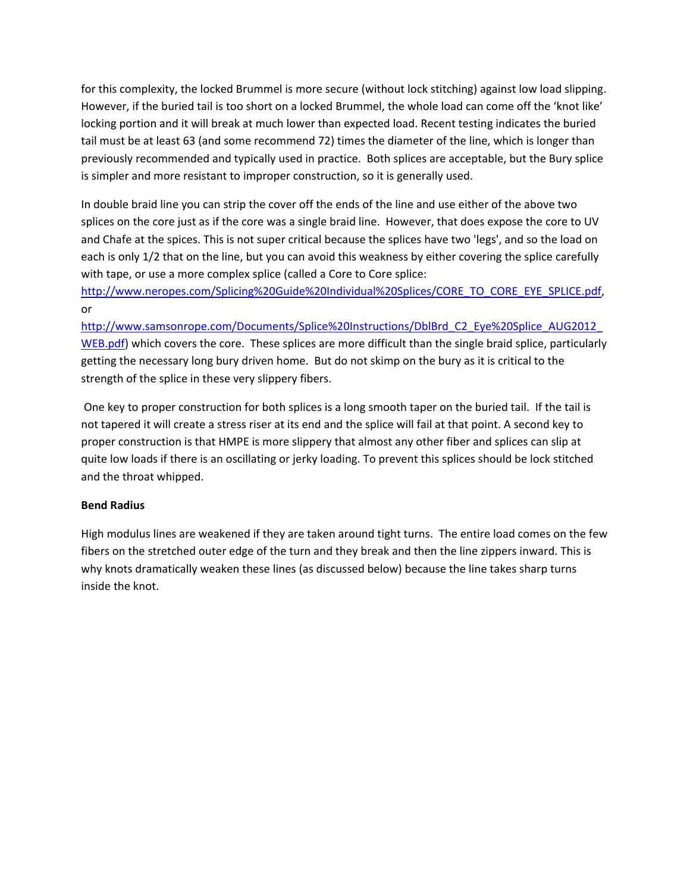for this complexity, the locked Brummel is more secure (without lock stitching) against low load slipping. However, if the buried tail is too short on a locked Brummel, the whole load can come off the 'knot like' locking portion and it will break at much lower than expected load. Recent testing indicates the buried tail must be at least 63 (and some recommend 72) times the diameter of the line, which is longer than previously recommended and typically used in practice. Both splices are acceptable, but the Bury splice is simpler and more resistant to improper construction, so it is generally used.

In double braid line you can strip the cover off the ends of the line and use either of the above two splices on the core just as if the core was a single braid line. However, that does expose the core to UV and Chafe at the spices. This is not super critical because the splices have two 'legs', and so the load on each is only 1/2 that on the line, but you can avoid this weakness by either covering the splice carefully with tape, or use a more complex splice (called a Core to Core splice: [http://www.neropes.com/Splicing%20Guide%20Individual%20Splices/CORE_TO_CORE_EYE_SPLICE.pdf](http://www.neropes.com/Splicing%20Guide%20Individual%20Splices/CORE_TO_CORE_EYE_SPLICE.pdf), or [http://www.samsonrope.com/Documents/Splice%20Instructions/DblBrd_C2_Eye%20Splice_AUG2012_WEB.pdf](http://www.samsonrope.com/Documents/Splice%20Instructions/DblBrd_C2_Eye%20Splice_AUG2012_WEB.pdf)) which covers the core. These splices are more difficult than the single braid splice, particularly getting the necessary long bury driven home. But do not skimp on the bury as it is critical to the strength of the splice in these very slippery fibers.

One key to proper construction for both splices is a long smooth taper on the buried tail. If the tail is not tapered it will create a stress riser at its end and the splice will fail at that point. A second key to proper construction is that HMPE is more slippery that almost any other fiber and splices can slip at quite low loads if there is an oscillating or jerky loading. To prevent this splices should be lock stitched and the throat whipped.

**Bend Radius**

High modulus lines are weakened if they are taken around tight turns. The entire load comes on the few fibers on the stretched outer edge of the turn and they break and then the line zippers inward. This is why knots dramatically weaken these lines (as discussed below) because the line takes sharp turns inside the knot.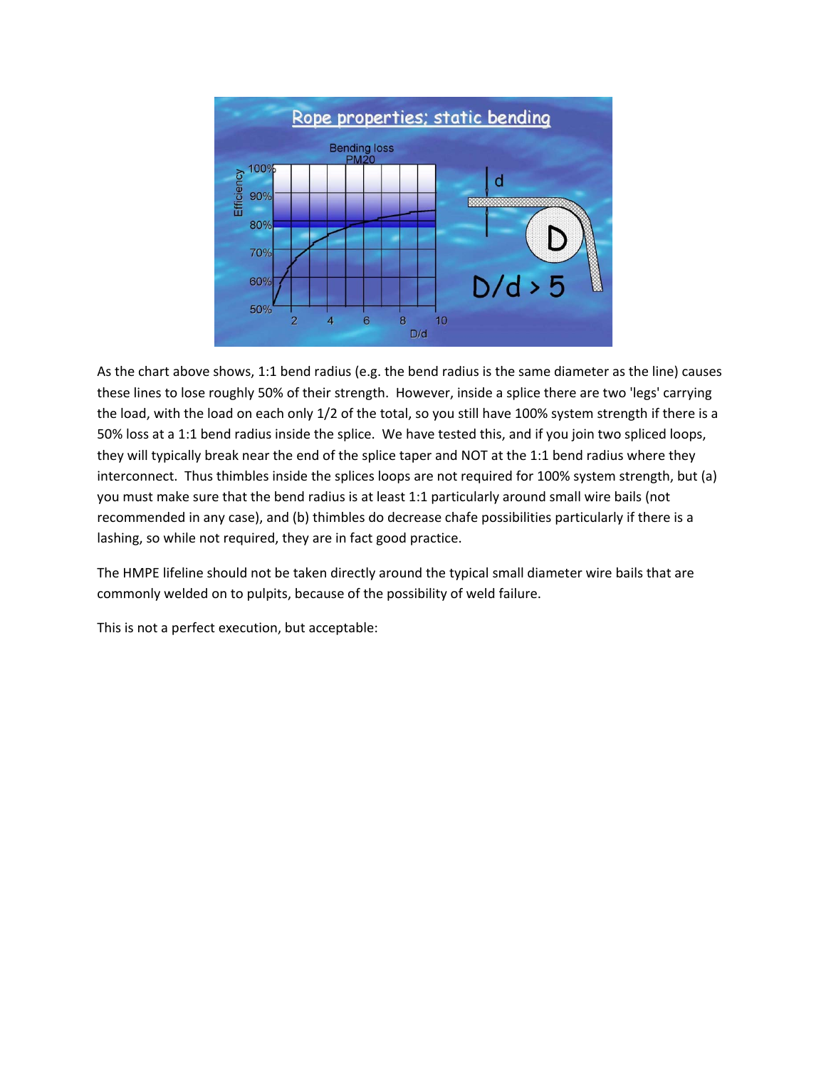As the chart above shows, 1:1 bend radius (e.g. the bend radius is the same diameter as the line) causes these lines to lose roughly 50% of their strength. However, inside a splice there are two 'legs' carrying the load, with the load on each only 1/2 of the total, so you still have 100% system strength if there is a 50% loss at a 1:1 bend radius inside the splice. We have tested this, and if you join two spliced loops, they will typically break near the end of the splice taper and NOT at the 1:1 bend radius where they interconnect. Thus thimbles inside the splices loops are not required for 100% system strength, but (a) you must make sure that the bend radius is at least 1:1 particularly around small wire bails (not recommended in any case), and (b) thimbles do decrease chafe possibilities particularly if there is a lashing, so while not required, they are in fact good practice.

The HMPE lifeline should not be taken directly around the typical small diameter wire bails that are commonly welded on to pulpits, because of the possibility of weld failure.

This is not a perfect execution, but acceptable: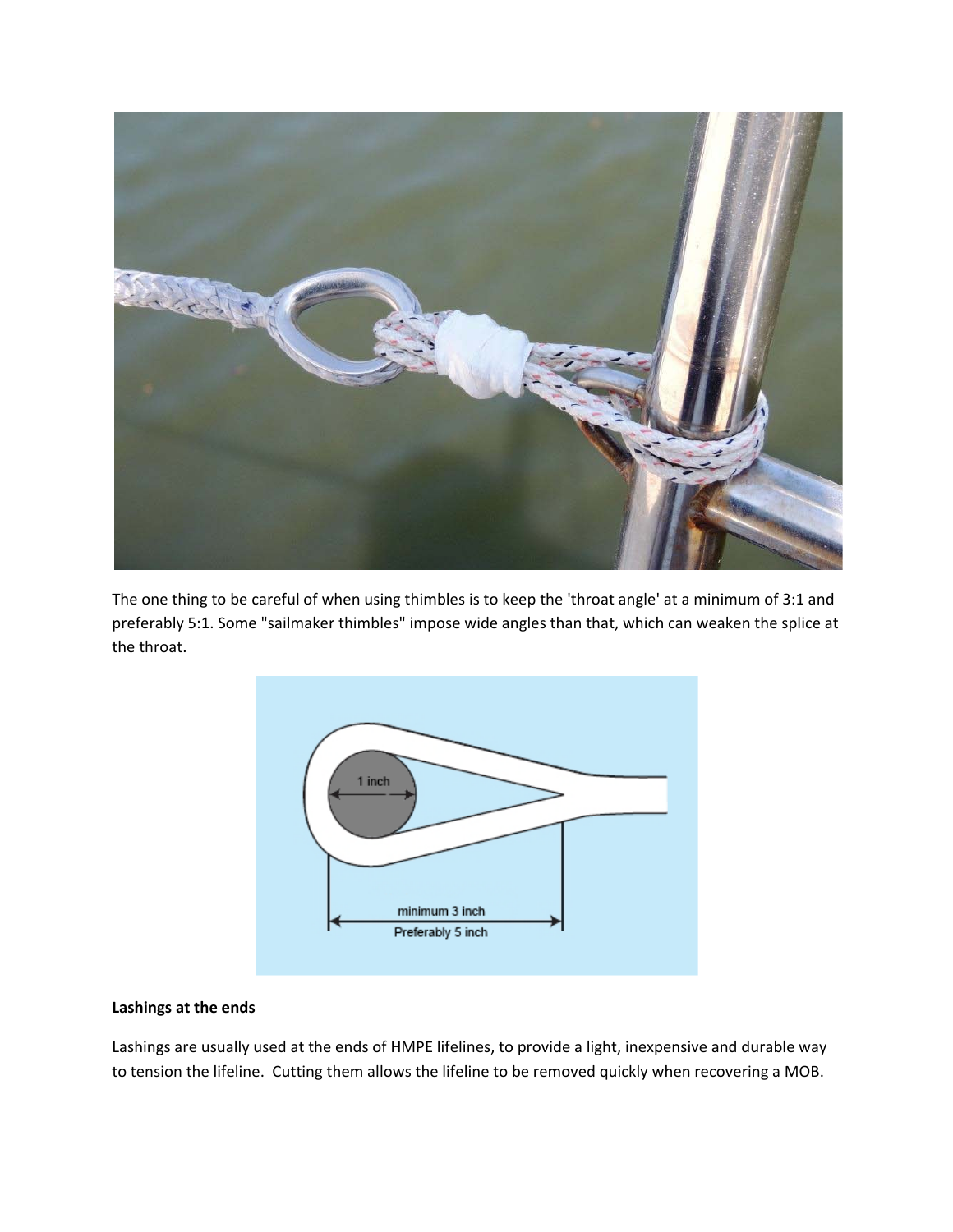The one thing to be careful of when using thimbles is to keep the 'throat angle' at a minimum of 3:1 and preferably 5:1. Some "sailmaker thimbles" impose wide angles than that, which can weaken the splice at the throat.

**Lashings at the ends**

Lashings are usually used at the ends of HMPE lifelines, to provide a light, inexpensive and durable way to tension the lifeline. Cutting them allows the lifeline to be removed quickly when recovering a MOB.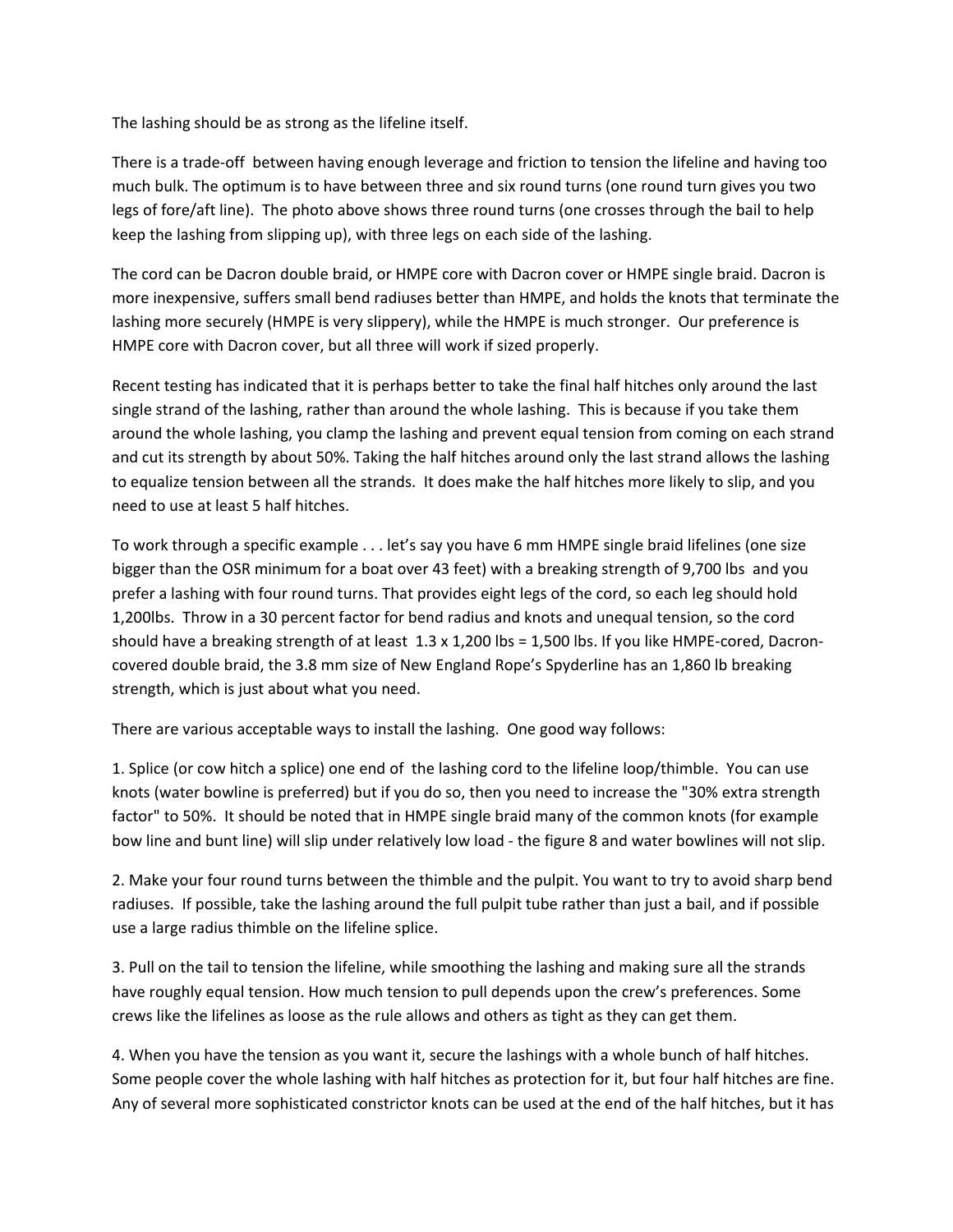The lashing should be as strong as the lifeline itself.

There is a trade-off between having enough leverage and friction to tension the lifeline and having too much bulk. The optimum is to have between three and six round turns (one round turn gives you two legs of fore/aft line). The photo above shows three round turns (one crosses through the bail to help keep the lashing from slipping up), with three legs on each side of the lashing.

The cord can be Dacron double braid, or HMPE core with Dacron cover or HMPE single braid. Dacron is more inexpensive, suffers small bend radiuses better than HMPE, and holds the knots that terminate the lashing more securely (HMPE is very slippery), while the HMPE is much stronger. Our preference is HMPE core with Dacron cover, but all three will work if sized properly.

Recent testing has indicated that it is perhaps better to take the final half hitches only around the last single strand of the lashing, rather than around the whole lashing. This is because if you take them around the whole lashing, you clamp the lashing and prevent equal tension from coming on each strand and cut its strength by about 50%. Taking the half hitches around only the last strand allows the lashing to equalize tension between all the strands. It does make the half hitches more likely to slip, and you need to use at least 5 half hitches.

To work through a specific example . . . let's say you have 6 mm HMPE single braid lifelines (one size bigger than the OSR minimum for a boat over 43 feet) with a breaking strength of 9,700 lbs and you prefer a lashing with four round turns. That provides eight legs of the cord, so each leg should hold 1,200lbs. Throw in a 30 percent factor for bend radius and knots and unequal tension, so the cord should have a breaking strength of at least 1.3 x 1,200 lbs = 1,500 lbs. If you like HMPE-cored, Dacron-covered double braid, the 3.8 mm size of New England Rope's Spyderline has an 1,860 lb breaking strength, which is just about what you need.

There are various acceptable ways to install the lashing. One good way follows:

1. Splice (or cow hitch a splice) one end of the lashing cord to the lifeline loop/thimble. You can use knots (water bowline is preferred) but if you do so, then you need to increase the "30% extra strength factor" to 50%. It should be noted that in HMPE single braid many of the common knots (for example bow line and bunt line) will slip under relatively low load - the figure 8 and water bowlines will not slip.

2. Make your four round turns between the thimble and the pulpit. You want to try to avoid sharp bend radiuses. If possible, take the lashing around the full pulpit tube rather than just a bail, and if possible use a large radius thimble on the lifeline splice.

3. Pull on the tail to tension the lifeline, while smoothing the lashing and making sure all the strands have roughly equal tension. How much tension to pull depends upon the crew's preferences. Some crews like the lifelines as loose as the rule allows and others as tight as they can get them.

4. When you have the tension as you want it, secure the lashings with a whole bunch of half hitches. Some people cover the whole lashing with half hitches as protection for it, but four half hitches are fine. Any of several more sophisticated constrictor knots can be used at the end of the half hitches, but it has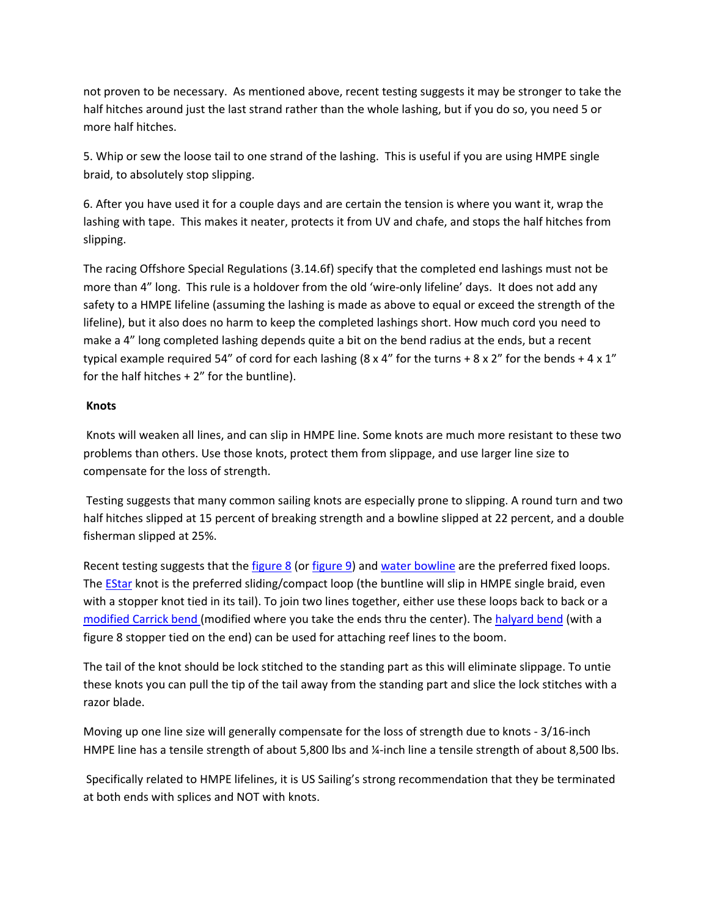not proven to be necessary. As mentioned above, recent testing suggests it may be stronger to take the half hitches around just the last strand rather than the whole lashing, but if you do so, you need 5 or more half hitches.

5. Whip or sew the loose tail to one strand of the lashing. This is useful if you are using HMPE single braid, to absolutely stop slipping.

6. After you have used it for a couple days and are certain the tension is where you want it, wrap the lashing with tape. This makes it neater, protects it from UV and chafe, and stops the half hitches from slipping.

The racing Offshore Special Regulations (3.14.6f) specify that the completed end lashings must not be more than 4" long. This rule is a holdover from the old 'wire-only lifeline' days. It does not add any safety to a HMPE lifeline (assuming the lashing is made as above to equal or exceed the strength of the lifeline), but it also does no harm to keep the completed lashings short. How much cord you need to make a 4" long completed lashing depends quite a bit on the bend radius at the ends, but a recent typical example required 54" of cord for each lashing (8 x 4" for the turns + 8 x 2" for the bends + 4 x 1" for the half hitches + 2" for the buntline).

**Knots**

Knots will weaken all lines, and can slip in HMPE line. Some knots are much more resistant to these two problems than others. Use those knots, protect them from slippage, and use larger line size to compensate for the loss of strength.

Testing suggests that many common sailing knots are especially prone to slipping. A round turn and two half hitches slipped at 15 percent of breaking strength and a bowline slipped at 22 percent, and a double fisherman slipped at 25%.

Recent testing suggests that the figure 8 (or figure 9) and water bowline are the preferred fixed loops. The EStar knot is the preferred sliding/compact loop (the buntline will slip in HMPE single braid, even with a stopper knot tied in its tail). To join two lines together, either use these loops back to back or a modified Carrick bend (modified where you take the ends thru the center). The halyard bend (with a figure 8 stopper tied on the end) can be used for attaching reef lines to the boom.

The tail of the knot should be lock stitched to the standing part as this will eliminate slippage. To untie these knots you can pull the tip of the tail away from the standing part and slice the lock stitches with a razor blade.

Moving up one line size will generally compensate for the loss of strength due to knots - 3/16-inch HMPE line has a tensile strength of about 5,800 lbs and ¼-inch line a tensile strength of about 8,500 lbs.

Specifically related to HMPE lifelines, it is US Sailing's strong recommendation that they be terminated at both ends with splices and NOT with knots.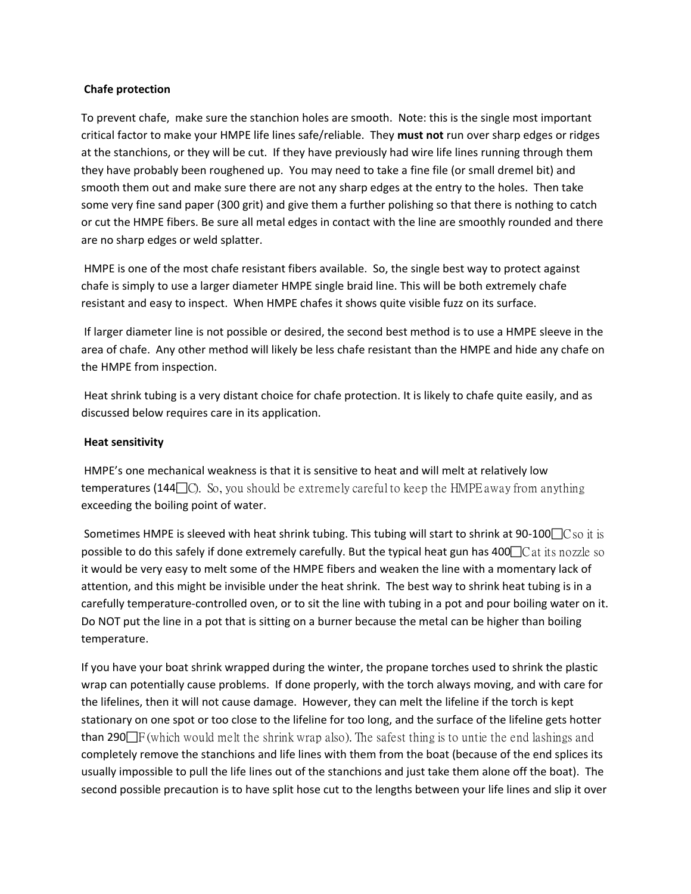**Chafe protection**

To prevent chafe, make sure the stanchion holes are smooth. Note: this is the single most important critical factor to make your HMPE life lines safe/reliable. They **must not** run over sharp edges or ridges at the stanchions, or they will be cut. If they have previously had wire life lines running through them they have probably been roughened up. You may need to take a fine file (or small dremel bit) and smooth them out and make sure there are not any sharp edges at the entry to the holes. Then take some very fine sand paper (300 grit) and give them a further polishing so that there is nothing to catch or cut the HMPE fibers. Be sure all metal edges in contact with the line are smoothly rounded and there are no sharp edges or weld splatter.

HMPE is one of the most chafe resistant fibers available. So, the single best way to protect against chafe is simply to use a larger diameter HMPE single braid line. This will be both extremely chafe resistant and easy to inspect. When HMPE chafes it shows quite visible fuzz on its surface.

If larger diameter line is not possible or desired, the second best method is to use a HMPE sleeve in the area of chafe. Any other method will likely be less chafe resistant than the HMPE and hide any chafe on the HMPE from inspection.

Heat shrink tubing is a very distant choice for chafe protection. It is likely to chafe quite easily, and as discussed below requires care in its application.

**Heat sensitivity**

HMPE's one mechanical weakness is that it is sensitive to heat and will melt at relatively low temperatures (144°C). So, you should be extremely careful to keep the HMPE away from anything exceeding the boiling point of water.

Sometimes HMPE is sleeved with heat shrink tubing. This tubing will start to shrink at 90-100°C so it is possible to do this safely if done extremely carefully. But the typical heat gun has 400°C at its nozzle so it would be very easy to melt some of the HMPE fibers and weaken the line with a momentary lack of attention, and this might be invisible under the heat shrink. The best way to shrink heat tubing is in a carefully temperature-controlled oven, or to sit the line with tubing in a pot and pour boiling water on it. Do NOT put the line in a pot that is sitting on a burner because the metal can be higher than boiling temperature.

If you have your boat shrink wrapped during the winter, the propane torches used to shrink the plastic wrap can potentially cause problems. If done properly, with the torch always moving, and with care for the lifelines, then it will not cause damage. However, they can melt the lifeline if the torch is kept stationary on one spot or too close to the lifeline for too long, and the surface of the lifeline gets hotter than 290°F (which would melt the shrink wrap also). The safest thing is to untie the end lashings and completely remove the stanchions and life lines with them from the boat (because of the end splices its usually impossible to pull the life lines out of the stanchions and just take them alone off the boat). The second possible precaution is to have split hose cut to the lengths between your life lines and slip it over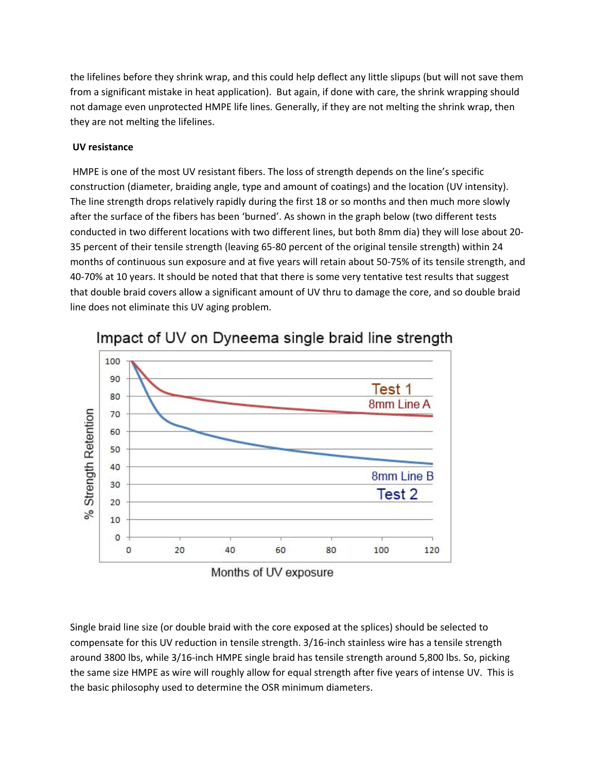the lifelines before they shrink wrap, and this could help deflect any little slipups (but will not save them from a significant mistake in heat application). But again, if done with care, the shrink wrapping should not damage even unprotected HMPE life lines. Generally, if they are not melting the shrink wrap, then they are not melting the lifelines.

**UV resistance**

HMPE is one of the most UV resistant fibers. The loss of strength depends on the line's specific construction (diameter, braiding angle, type and amount of coatings) and the location (UV intensity). The line strength drops relatively rapidly during the first 18 or so months and then much more slowly after the surface of the fibers has been 'burned'. As shown in the graph below (two different tests conducted in two different locations with two different lines, but both 8mm dia) they will lose about 20-35 percent of their tensile strength (leaving 65-80 percent of the original tensile strength) within 24 months of continuous sun exposure and at five years will retain about 50-75% of its tensile strength, and 40-70% at 10 years. It should be noted that that there is some very tentative test results that suggest that double braid covers allow a significant amount of UV thru to damage the core, and so double braid line does not eliminate this UV aging problem.

Impact of UV on Dyneema single braid line strength

Single braid line size (or double braid with the core exposed at the splices) should be selected to compensate for this UV reduction in tensile strength. 3/16-inch stainless wire has a tensile strength around 3800 lbs, while 3/16-inch HMPE single braid has tensile strength around 5,800 lbs. So, picking the same size HMPE as wire will roughly allow for equal strength after five years of intense UV. This is the basic philosophy used to determine the OSR minimum diameters.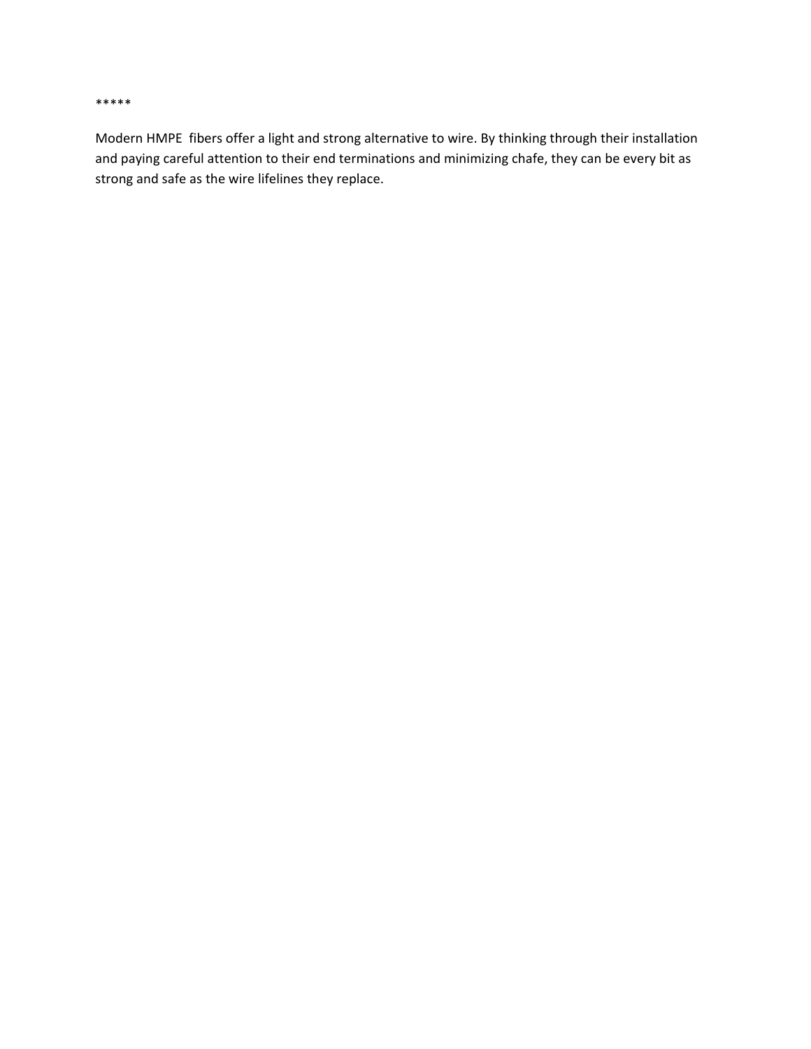*****

Modern HMPE  fibers offer a light and strong alternative to wire. By thinking through their installation and paying careful attention to their end terminations and minimizing chafe, they can be every bit as strong and safe as the wire lifelines they replace.